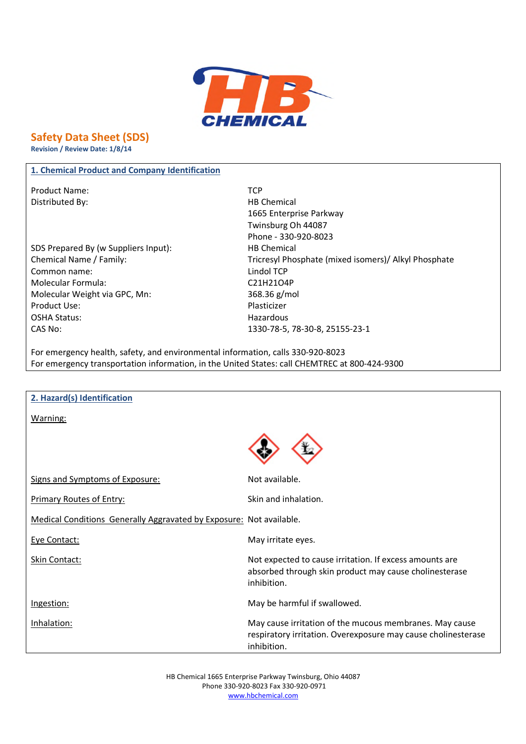# Safety Data Sheet (SDS)

**Revision / Review Date: 1/8/14**

## 1. Chemical Product and Company Identification

| | |
|---|---|
| Product Name: | TCP |
| Distributed By: | HB Chemical<br>1665 Enterprise Parkway<br>Twinsburg Oh 44087<br>Phone - 330-920-8023 |
| SDS Prepared By (w Suppliers Input): | HB Chemical |
| Chemical Name / Family: | Tricresyl Phosphate (mixed isomers)/ Alkyl Phosphate |
| Common name: | Lindol TCP |
| Molecular Formula: | $C_{21}H_{21}O_4P$ |
| Molecular Weight via GPC, Mn: | 368.36 g/mol |
| Product Use: | Plasticizer |
| OSHA Status: | Hazardous |
| CAS No: | 1330-78-5, 78-30-8, 25155-23-1 |

For emergency health, safety, and environmental information, calls 330-920-8023

For emergency transportation information, in the United States: call CHEMTREC at 800-424-9300

## 2. Hazard(s) Identification

Warning:

| | |
|---|---|
| Signs and Symptoms of Exposure: | Not available. |
| Primary Routes of Entry: | Skin and inhalation. |
| Medical Conditions Generally Aggravated by Exposure: | Not available. |
| Eye Contact: | May irritate eyes. |
| Skin Contact: | Not expected to cause irritation. If excess amounts are absorbed through skin product may cause cholinesterase inhibition. |
| Ingestion: | May be harmful if swallowed. |
| Inhalation: | May cause irritation of the mucous membranes. May cause respiratory irritation. Overexposure may cause cholinesterase inhibition. |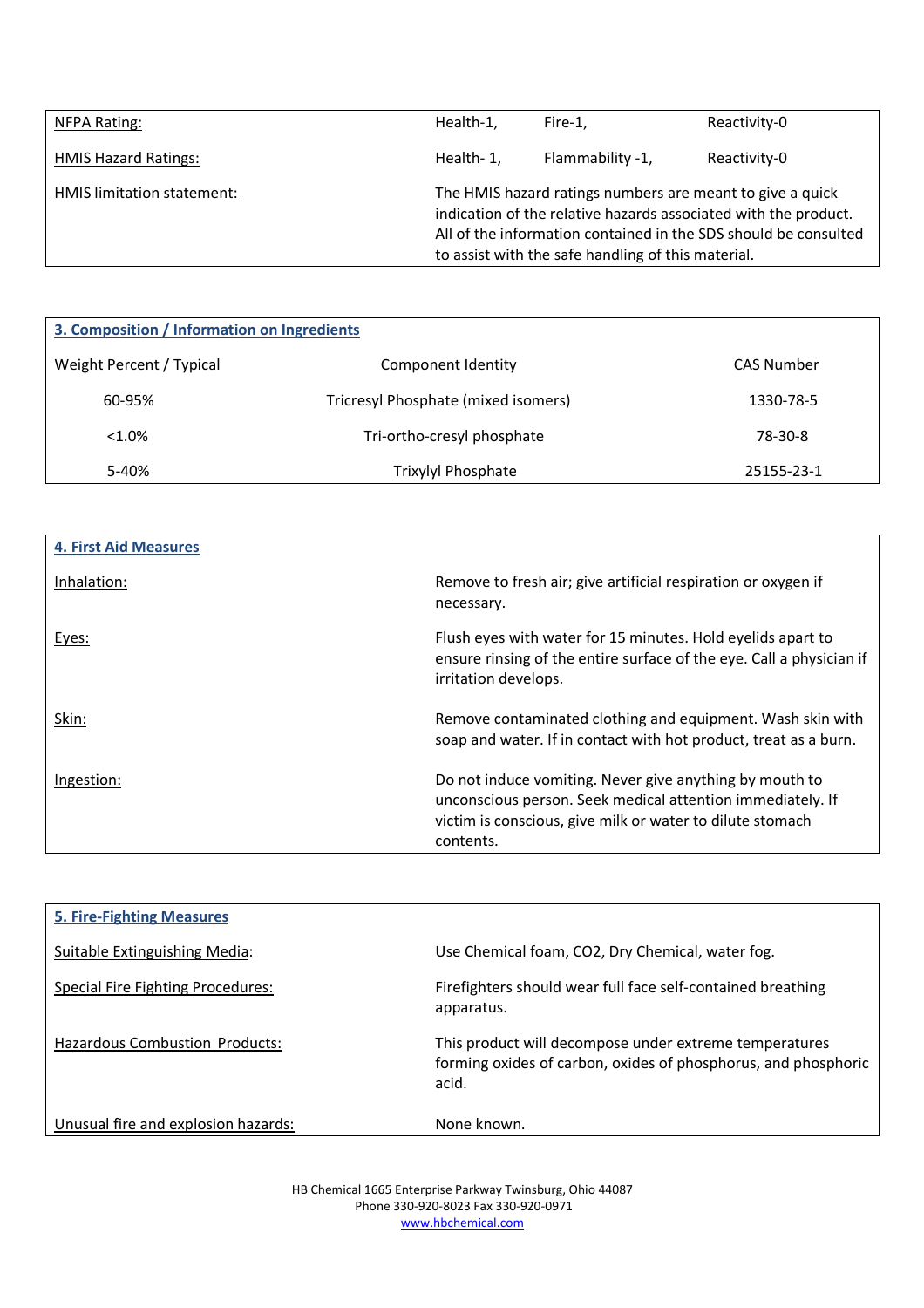| | | | |
|---|---|---|---|
| NFPA Rating: | Health-1, | Fire-1, | Reactivity-0 |
| HMIS Hazard Ratings: | Health- 1, | Flammability -1, | Reactivity-0 |
| HMIS limitation statement: | The HMIS hazard ratings numbers are meant to give a quick indication of the relative hazards associated with the product. All of the information contained in the SDS should be consulted to assist with the safe handling of this material. | | |

## 3. Composition / Information on Ingredients

| Weight Percent / Typical | Component Identity | CAS Number |
|---|---|---|
| 60-95% | Tricresyl Phosphate (mixed isomers) | 1330-78-5 |
| <1.0% | Tri-ortho-cresyl phosphate | 78-30-8 |
| 5-40% | Trixylyl Phosphate | 25155-23-1 |

## 4. First Aid Measures

| | |
|---|---|
| Inhalation: | Remove to fresh air; give artificial respiration or oxygen if necessary. |
| Eyes: | Flush eyes with water for 15 minutes. Hold eyelids apart to ensure rinsing of the entire surface of the eye. Call a physician if irritation develops. |
| Skin: | Remove contaminated clothing and equipment. Wash skin with soap and water. If in contact with hot product, treat as a burn. |
| Ingestion: | Do not induce vomiting. Never give anything by mouth to unconscious person. Seek medical attention immediately. If victim is conscious, give milk or water to dilute stomach contents. |

## 5. Fire-Fighting Measures

| | |
|---|---|
| Suitable Extinguishing Media: | Use Chemical foam, CO2, Dry Chemical, water fog. |
| Special Fire Fighting Procedures: | Firefighters should wear full face self-contained breathing apparatus. |
| Hazardous Combustion Products: | This product will decompose under extreme temperatures forming oxides of carbon, oxides of phosphorus, and phosphoric acid. |
| Unusual fire and explosion hazards: | None known. |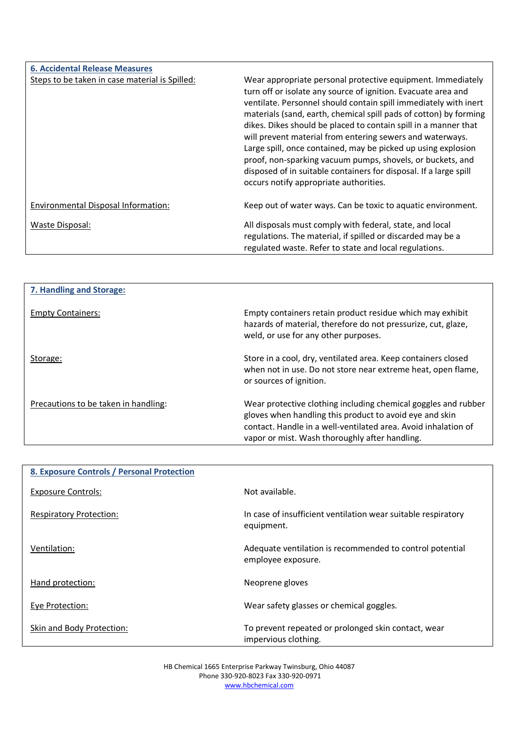## 6. Accidental Release Measures

| | |
|---|---|
| Steps to be taken in case material is Spilled: | Wear appropriate personal protective equipment. Immediately turn off or isolate any source of ignition. Evacuate area and ventilate. Personnel should contain spill immediately with inert materials (sand, earth, chemical spill pads of cotton) by forming dikes. Dikes should be placed to contain spill in a manner that will prevent material from entering sewers and waterways. Large spill, once contained, may be picked up using explosion proof, non-sparking vacuum pumps, shovels, or buckets, and disposed of in suitable containers for disposal. If a large spill occurs notify appropriate authorities. |
| Environmental Disposal Information: | Keep out of water ways. Can be toxic to aquatic environment. |
| Waste Disposal: | All disposals must comply with federal, state, and local regulations. The material, if spilled or discarded may be a regulated waste. Refer to state and local regulations. |

## 7. Handling and Storage:

| | |
|---|---|
| Empty Containers: | Empty containers retain product residue which may exhibit hazards of material, therefore do not pressurize, cut, glaze, weld, or use for any other purposes. |
| Storage: | Store in a cool, dry, ventilated area. Keep containers closed when not in use. Do not store near extreme heat, open flame, or sources of ignition. |
| Precautions to be taken in handling: | Wear protective clothing including chemical goggles and rubber gloves when handling this product to avoid eye and skin contact. Handle in a well-ventilated area. Avoid inhalation of vapor or mist. Wash thoroughly after handling. |

## 8. Exposure Controls / Personal Protection

| | |
|---|---|
| Exposure Controls: | Not available. |
| Respiratory Protection: | In case of insufficient ventilation wear suitable respiratory equipment. |
| Ventilation: | Adequate ventilation is recommended to control potential employee exposure. |
| Hand protection: | Neoprene gloves |
| Eye Protection: | Wear safety glasses or chemical goggles. |
| Skin and Body Protection: | To prevent repeated or prolonged skin contact, wear impervious clothing. |

HB Chemical 1665 Enterprise Parkway Twinsburg, Ohio 44087
Phone 330-920-8023 Fax 330-920-0971
www.hbchemical.com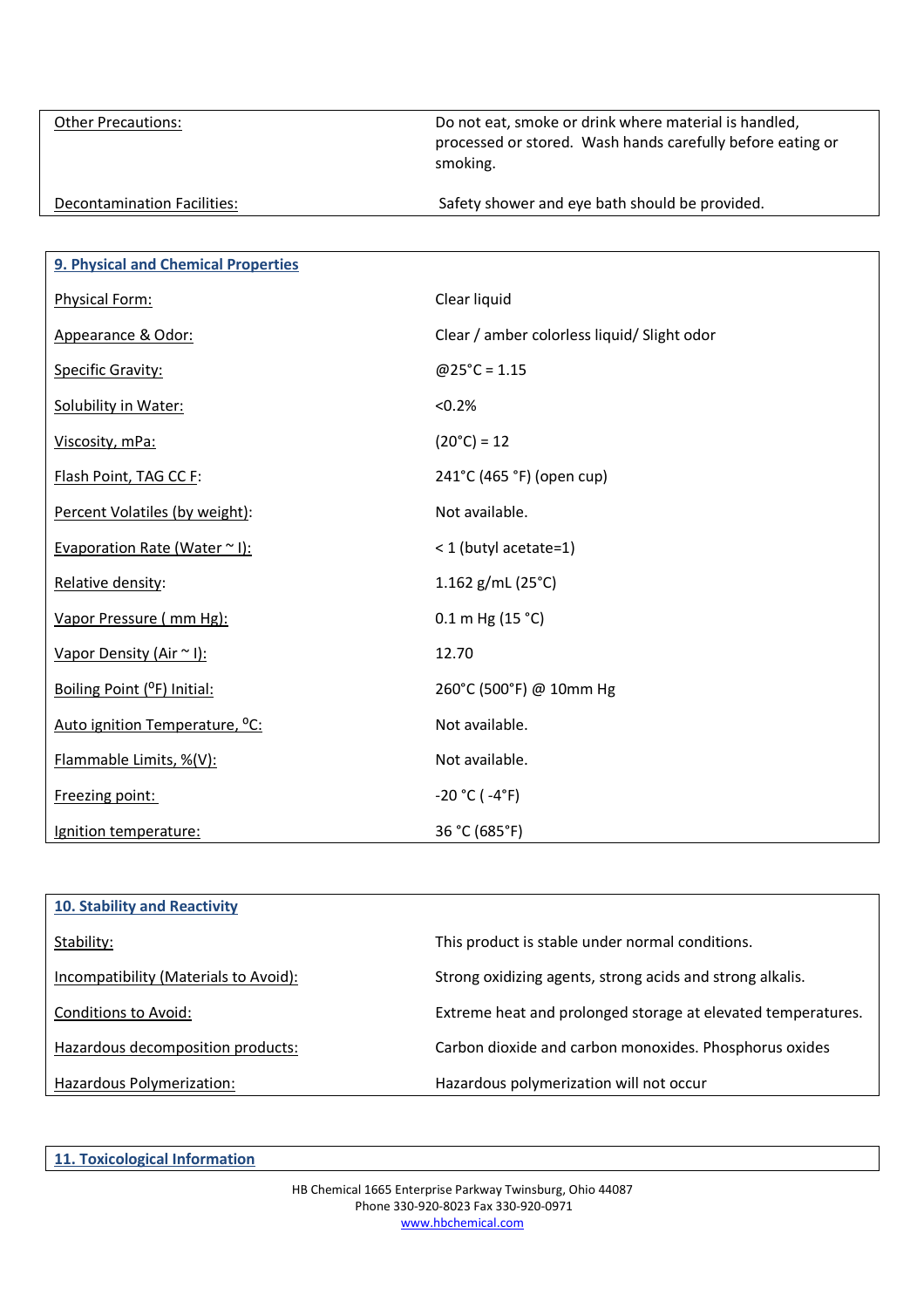| Other Precautions: | Do not eat, smoke or drink where material is handled, processed or stored. Wash hands carefully before eating or smoking. |
|---|---|
| Decontamination Facilities: | Safety shower and eye bath should be provided. |

| 9. Physical and Chemical Properties | |
|---|---|
| Physical Form: | Clear liquid |
| Appearance & Odor: | Clear / amber colorless liquid/ Slight odor |
| Specific Gravity: | @25°C = 1.15 |
| Solubility in Water: | <0.2% |
| Viscosity, mPa: | (20°C) = 12 |
| Flash Point, TAG CC F: | 241°C (465 °F) (open cup) |
| Percent Volatiles (by weight): | Not available. |
| Evaporation Rate (Water ~ l): | < 1 (butyl acetate=1) |
| Relative density: | 1.162 g/mL (25°C) |
| Vapor Pressure ( mm Hg): | 0.1 m Hg (15 °C) |
| Vapor Density (Air ~ l): | 12.70 |
| Boiling Point (°F) Initial: | 260°C (500°F) @ 10mm Hg |
| Auto ignition Temperature, °C: | Not available. |
| Flammable Limits, %(V): | Not available. |
| Freezing point: | -20 °C ( -4°F) |
| Ignition temperature: | 36 °C (685°F) |

| 10. Stability and Reactivity | |
|---|---|
| Stability: | This product is stable under normal conditions. |
| Incompatibility (Materials to Avoid): | Strong oxidizing agents, strong acids and strong alkalis. |
| Conditions to Avoid: | Extreme heat and prolonged storage at elevated temperatures. |
| Hazardous decomposition products: | Carbon dioxide and carbon monoxides. Phosphorus oxides |
| Hazardous Polymerization: | Hazardous polymerization will not occur |

## 11. Toxicological Information

HB Chemical 1665 Enterprise Parkway Twinsburg, Ohio 44087
Phone 330-920-8023 Fax 330-920-0971
www.hbchemical.com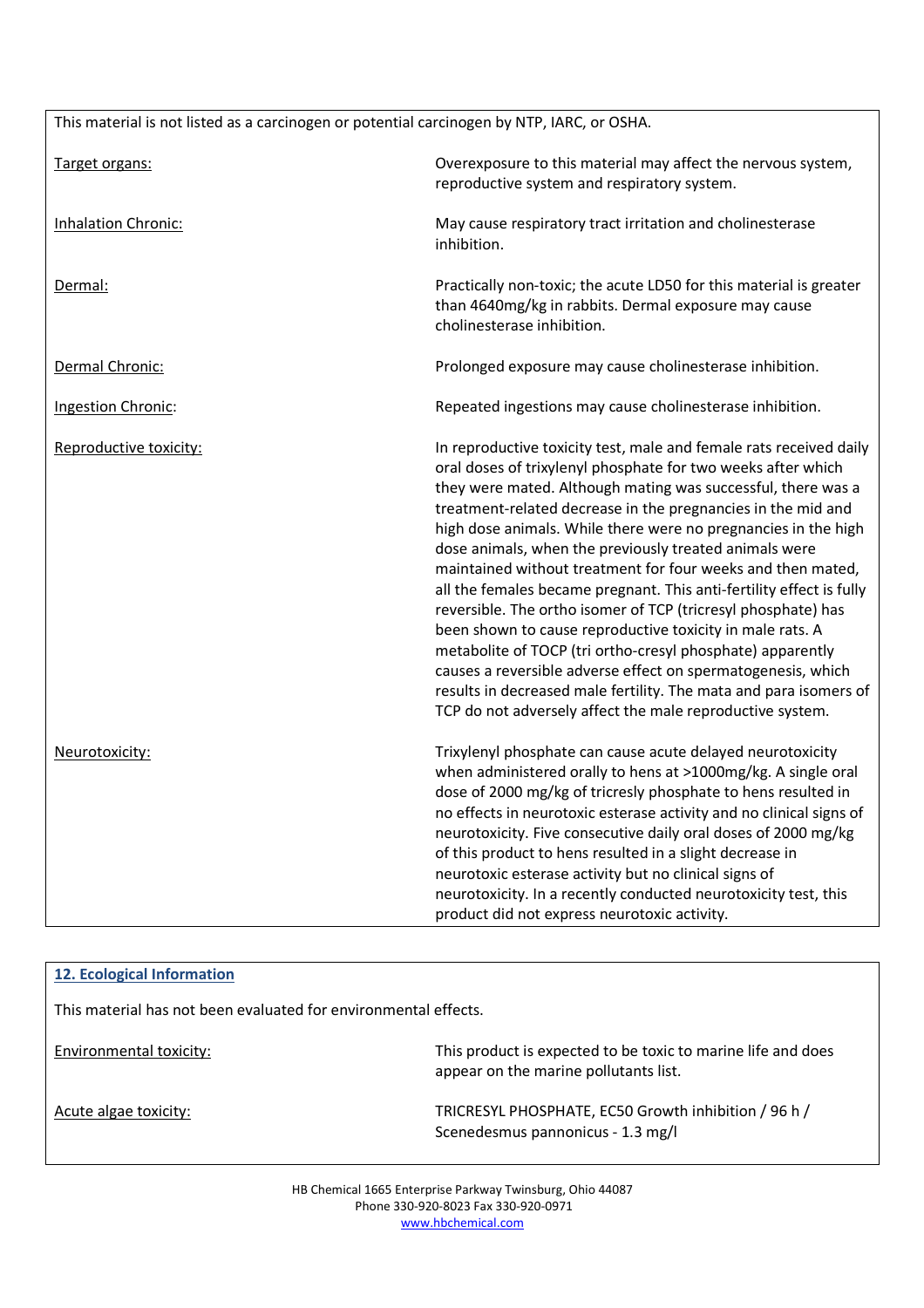This material is not listed as a carcinogen or potential carcinogen by NTP, IARC, or OSHA.

| | |
|---|---|
| Target organs: | Overexposure to this material may affect the nervous system, reproductive system and respiratory system. |
| Inhalation Chronic: | May cause respiratory tract irritation and cholinesterase inhibition. |
| Dermal: | Practically non-toxic; the acute LD50 for this material is greater than 4640mg/kg in rabbits. Dermal exposure may cause cholinesterase inhibition. |
| Dermal Chronic: | Prolonged exposure may cause cholinesterase inhibition. |
| Ingestion Chronic: | Repeated ingestions may cause cholinesterase inhibition. |
| Reproductive toxicity: | In reproductive toxicity test, male and female rats received daily oral doses of trixylenyl phosphate for two weeks after which they were mated. Although mating was successful, there was a treatment-related decrease in the pregnancies in the mid and high dose animals. While there were no pregnancies in the high dose animals, when the previously treated animals were maintained without treatment for four weeks and then mated, all the females became pregnant. This anti-fertility effect is fully reversible. The ortho isomer of TCP (tricresyl phosphate) has been shown to cause reproductive toxicity in male rats. A metabolite of TOCP (tri ortho-cresyl phosphate) apparently causes a reversible adverse effect on spermatogenesis, which results in decreased male fertility. The mata and para isomers of TCP do not adversely affect the male reproductive system. |
| Neurotoxicity: | Trixylenyl phosphate can cause acute delayed neurotoxicity when administered orally to hens at >1000mg/kg. A single oral dose of 2000 mg/kg of tricresly phosphate to hens resulted in no effects in neurotoxic esterase activity and no clinical signs of neurotoxicity. Five consecutive daily oral doses of 2000 mg/kg of this product to hens resulted in a slight decrease in neurotoxic esterase activity but no clinical signs of neurotoxicity. In a recently conducted neurotoxicity test, this product did not express neurotoxic activity. |

## 12. Ecological Information

This material has not been evaluated for environmental effects.

| | |
|---|---|
| Environmental toxicity: | This product is expected to be toxic to marine life and does appear on the marine pollutants list. |
| Acute algae toxicity: | TRICRESYL PHOSPHATE, EC50 Growth inhibition / 96 h / Scenedesmus pannonicus - 1.3 mg/l |

HB Chemical 1665 Enterprise Parkway Twinsburg, Ohio 44087
Phone 330-920-8023 Fax 330-920-0971
www.hbchemical.com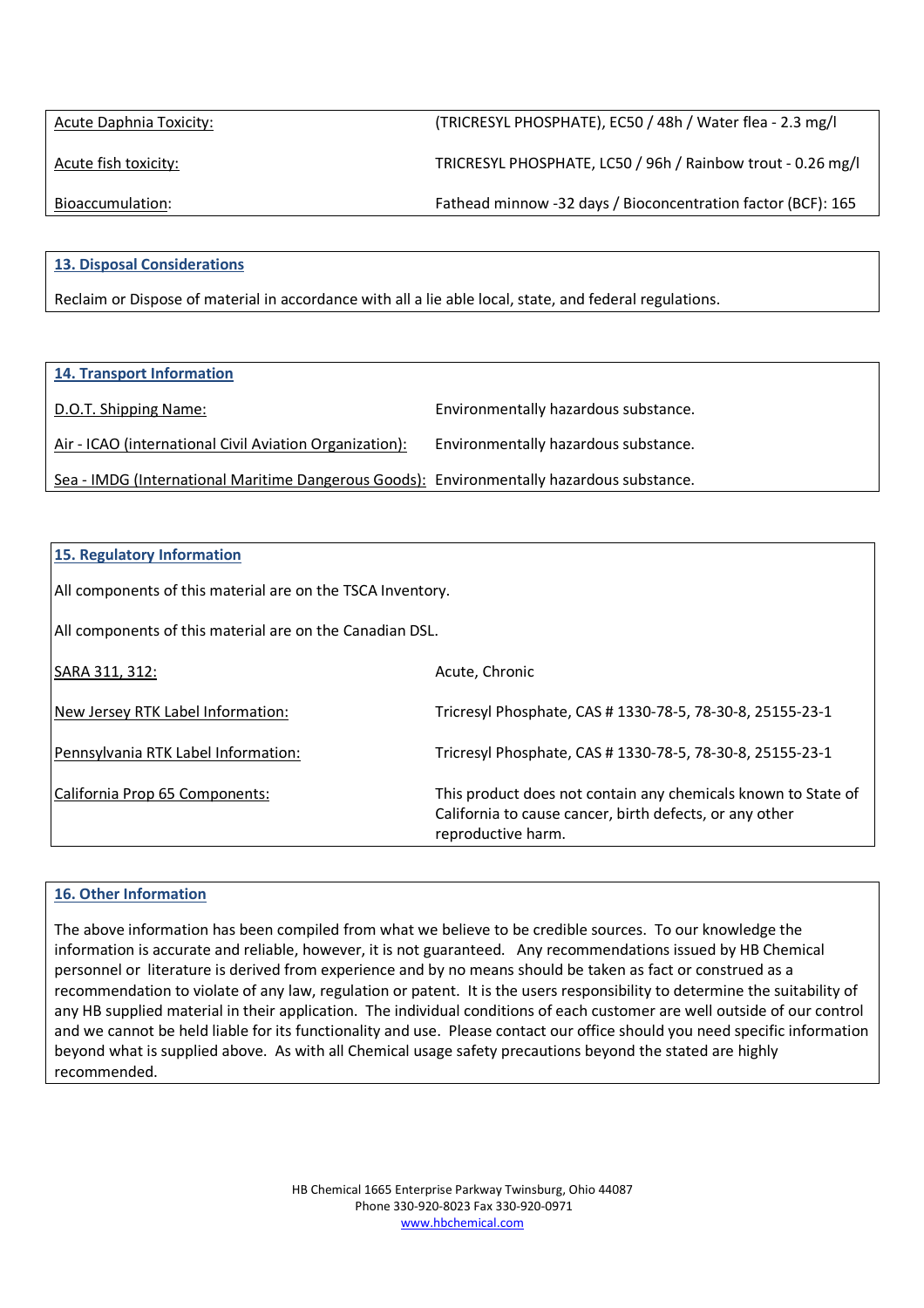| | |
|---|---|
| Acute Daphnia Toxicity: | (TRICRESYL PHOSPHATE), EC50 / 48h / Water flea - 2.3 mg/l |
| Acute fish toxicity: | TRICRESYL PHOSPHATE, LC50 / 96h / Rainbow trout - 0.26 mg/l |
| Bioaccumulation: | Fathead minnow -32 days / Bioconcentration factor (BCF): 165 |

## 13. Disposal Considerations

Reclaim or Dispose of material in accordance with all a lie able local, state, and federal regulations.

## 14. Transport Information

| | |
|---|---|
| D.O.T. Shipping Name: | Environmentally hazardous substance. |
| Air - ICAO (international Civil Aviation Organization): | Environmentally hazardous substance. |
| Sea - IMDG (International Maritime Dangerous Goods): | Environmentally hazardous substance. |

## 15. Regulatory Information

All components of this material are on the TSCA Inventory.

All components of this material are on the Canadian DSL.

| | |
|---|---|
| SARA 311, 312: | Acute, Chronic |
| New Jersey RTK Label Information: | Tricresyl Phosphate, CAS # 1330-78-5, 78-30-8, 25155-23-1 |
| Pennsylvania RTK Label Information: | Tricresyl Phosphate, CAS # 1330-78-5, 78-30-8, 25155-23-1 |
| California Prop 65 Components: | This product does not contain any chemicals known to State of California to cause cancer, birth defects, or any other reproductive harm. |

## 16. Other Information

The above information has been compiled from what we believe to be credible sources. To our knowledge the information is accurate and reliable, however, it is not guaranteed. Any recommendations issued by HB Chemical personnel or literature is derived from experience and by no means should be taken as fact or construed as a recommendation to violate of any law, regulation or patent. It is the users responsibility to determine the suitability of any HB supplied material in their application. The individual conditions of each customer are well outside of our control and we cannot be held liable for its functionality and use. Please contact our office should you need specific information beyond what is supplied above. As with all Chemical usage safety precautions beyond the stated are highly recommended.

HB Chemical 1665 Enterprise Parkway Twinsburg, Ohio 44087
Phone 330-920-8023 Fax 330-920-0971
www.hbchemical.com